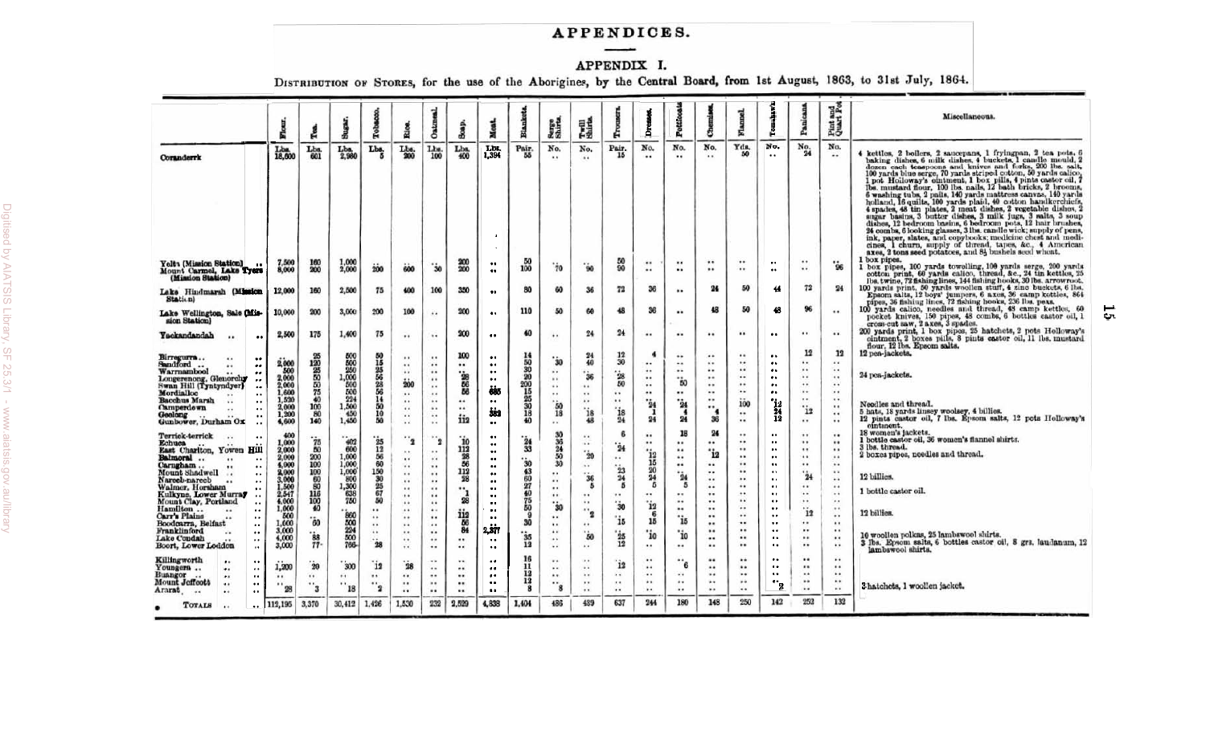# APPENDICES.

## APPENDIX I.

Distribution of Stores, for the use of the Aborigines, by the Central Board, from 1st August, 1863, to 31st July, 1864.

| | Flour. | Tea. | Sugar. | Tobacco. | Rice. | Oatmeal. | Soap. | Meat. | Blankets. | Serge Shirts. | Twill Shirts. | Trousers. | Dresses. | Petticoats. | Chemises. | Flannel. | Tomahawks. | Pannikins. | Pint and Quart Pots. | Miscellaneous. |
|---|---|---|---|---|---|---|---|---|---|---|---|---|---|---|---|---|---|---|---|---|
| | Lbs. | Lbs. | Lbs. | Lbs. | Lbs. | Lbs. | Lbs. | Lbs. | Pair. | No. | No. | Pair. | No. | No. | No. | Yds. | No. | No. | No. | |
| Coranderrk | 18,600 | 601 | 2,980 | 5 | 200 | 100 | 400 | 1,394 | 55 | .. | .. | 15 | .. | .. | .. | 50 | .. | 24 | .. | 4 kettles, 2 boilers, 2 saucepans, 1 fryingpan, 2 tea pots, 6 baking dishes, 6 milk dishes, 4 buckets, 1 candle mould, 2 dozen each teaspoons and knives and forks, 200 lbs. salt, 100 yards blue serge, 70 yards striped cotton, 50 yards calico, 1 pot Holloway's ointment, 1 box pills, 4 pints castor oil, 7 lbs. mustard flour, 100 lbs. nails, 12 bath bricks, 2 brooms, 6 washing tubs, 2 pails, 140 yards mattress canvas, 140 yards holland, 16 quilts, 100 yards plaid, 40 cotton handkerchiefs, 4 spades, 48 tin plates, 2 meat dishes, 2 vegetable dishes, 2 sugar basins, 3 butter dishes, 3 milk jugs, 3 salts, 3 soup dishes, 12 bedroom basins, 6 bedroom pots, 12 hair brushes, 24 combs, 6 looking glasses, 3 lbs. candle wick; supply of pens, ink, paper, slates, and copybooks; medicine chest and medicines, 1 churn, supply of thread, tapes, &c., 4 American axes, 2 tons seed potatoes, and 8½ bushels seed wheat. |
| Yelta (Mission Station) | 7,500 | 160 | 1,000 | .. | .. | .. | 200 | .. | 50 | .. | .. | 50 | .. | .. | .. | .. | .. | .. | .. | 1 box pipes. |
| Mount Carmel, Lake Tyers (Mission Station) | 8,000 | 200 | 2,000 | 200 | 600 | 30 | 200 | .. | 100 | 70 | 90 | 90 | .. | .. | .. | .. | .. | .. | 96 | 1 box pipes, 100 yards towelling, 100 yards serge, 200 yards cotton print, 60 yards calico, thread, &c., 24 tin kettles, 25 lbs. twine, 72 fishing lines, 144 fishing hooks, 30 lbs. arrowroot. |
| Lake Hindmarsh (Mission Station) | 12,000 | 160 | 2,500 | 75 | 400 | 100 | 350 | .. | 80 | 60 | 36 | 72 | 36 | .. | 24 | 50 | 44 | 72 | 24 | 100 yards print, 50 yards woollen stuff, 4 zinc buckets, 6 lbs. Epsom salts, 12 boys' jumpers, 6 axes, 36 camp kettles, 864 pipes, 36 fishing lines, 72 fishing hooks, 236 lbs. peas. |
| Lake Wellington, Sale (Mission Station) | 10,000 | 200 | 3,000 | 200 | 100 | .. | 200 | .. | 110 | 50 | 60 | 48 | 36 | .. | 48 | 50 | 48 | 96 | .. | 100 yards calico, needles and thread, 48 camp kettles, 60 pocket knives, 150 pipes, 48 combs, 6 bottles castor oil, 1 cross-cut saw, 2 axes, 3 spades. |
| Yackandandah | 2,500 | 175 | 1,400 | 75 | .. | .. | 200 | .. | 40 | .. | 24 | 24 | .. | .. | .. | .. | .. | .. | .. | 200 yards print, 1 box pipes, 25 hatchets, 2 pots Holloway's ointment, 2 boxes pills, 8 pints castor oil, 11 lbs. mustard flour, 12 lbs. Epsom salts. |
| Birregurra | .. | 25 | 500 | 50 | .. | .. | 100 | .. | 14 | .. | 24 | 12 | 4 | .. | .. | .. | .. | 12 | 12 | 12 pea-jackets. |
| Sandford | 2,000 | 120 | 500 | 15 | .. | .. | .. | .. | 50 | 30 | 40 | 30 | .. | .. | .. | .. | .. | .. | .. | |
| Warrnambool | 500 | 25 | 250 | 25 | .. | .. | .. | .. | 30 | .. | .. | .. | .. | .. | .. | .. | .. | .. | .. | |
| Longerenong, Glenorchy | 2,000 | 50 | 1,000 | 56 | .. | .. | 28 | .. | 20 | .. | 36 | 28 | .. | .. | .. | .. | .. | .. | .. | 24 pea-jackets. |
| Swan Hill (Tyntyndyer) | 2,000 | 50 | 500 | 28 | 200 | .. | 56 | .. | 200 | .. | .. | 50 | .. | 50 | .. | .. | .. | .. | .. | |
| Mordialloc | 1,600 | 75 | 500 | 56 | .. | .. | 56 | 666 | 15 | .. | .. | .. | .. | .. | .. | .. | .. | .. | .. | |
| Bacchus Marsh | 1,520 | 40 | 224 | 14 | .. | .. | .. | .. | 25 | .. | .. | .. | .. | .. | .. | .. | .. | .. | .. | |
| Camperdown | 2,000 | 100 | 1,500 | 50 | .. | .. | .. | .. | 30 | 50 | .. | .. | 24 | 24 | .. | 100 | 12 | 12 | .. | Needles and thread. |
| Geelong | 1,200 | 80 | 450 | 10 | .. | .. | .. | 332 | 18 | 18 | 18 | 18 | 1 | 4 | 4 | .. | 24 | .. | .. | 5 hats, 18 yards linsey woolsey, 4 billies. |
| Gunbower, Durham Ox | 4,600 | 140 | 1,450 | 50 | .. | .. | 112 | .. | 40 | .. | 48 | 24 | 24 | 24 | 36 | .. | 12 | .. | .. | 12 pints castor oil, 7 lbs. Epsom salts, 12 pots Holloway's ointment. |
| Terrick-terrick | 400 | .. | .. | .. | .. | .. | .. | .. | .. | 30 | .. | 6 | .. | 18 | 24 | .. | .. | .. | .. | 18 women's jackets. |
| Echuca | 1,000 | 75 | 402 | 25 | 2 | 2 | 10 | .. | 24 | 36 | .. | .. | .. | .. | .. | .. | .. | .. | .. | 1 bottle castor oil, 36 women's flannel shirts. |
| East Charlton, Yowen Hill | 2,000 | 50 | 600 | 12 | .. | .. | 112 | .. | 33 | 24 | .. | 24 | .. | .. | .. | .. | .. | .. | .. | 3 lbs. thread. |
| Balmoral | 2,000 | 200 | 1,000 | 56 | .. | .. | 28 | .. | .. | 50 | 20 | .. | 12 | .. | 12 | .. | .. | .. | .. | 2 boxes pipes, needles and thread. |
| Carngham | 4,000 | 100 | 1,000 | 60 | .. | .. | 56 | .. | 30 | 30 | .. | .. | 15 | .. | .. | .. | .. | .. | .. | |
| Mount Shadwell | 2,000 | 100 | 1,000 | 150 | .. | .. | 112 | .. | 43 | .. | .. | 23 | 20 | .. | .. | .. | .. | .. | .. | |
| Nareeb-nareeb | 3,000 | 60 | 800 | 30 | .. | .. | 28 | .. | 60 | .. | 36 | 24 | 24 | 24 | .. | .. | .. | 24 | .. | 12 billies. |
| Walmer, Horsham | 1,500 | 80 | 1,300 | 25 | .. | .. | .. | .. | 27 | .. | 5 | 5 | 5 | 5 | .. | .. | .. | .. | .. | |
| Kulkyne, Lower Murray | 2,547 | 116 | 638 | 67 | .. | .. | 1 | .. | 40 | .. | .. | .. | .. | .. | .. | .. | .. | .. | .. | 1 bottle castor oil. |
| Mount Clay, Portland | 4,000 | 100 | 750 | 50 | .. | .. | 28 | .. | 75 | .. | .. | .. | .. | .. | .. | .. | .. | .. | .. | |
| Hamilton | 1,000 | 40 | .. | .. | .. | .. | .. | .. | 50 | 30 | .. | 30 | 12 | .. | .. | .. | .. | 12 | .. | 12 billies. |
| Carr's Plains | 500 | .. | 860 | .. | .. | .. | 112 | .. | 9 | .. | 2 | .. | 6 | .. | .. | .. | .. | .. | .. | |
| Boodcarra, Belfast | 1,600 | 50 | 500 | .. | .. | .. | 56 | .. | 30 | .. | .. | 15 | 15 | 15 | .. | .. | .. | .. | .. | |
| Franklinford | 3,000 | .. | 224 | .. | .. | .. | 84 | 2,337 | .. | .. | .. | .. | .. | .. | .. | .. | .. | .. | .. | |
| Lake Condah | 4,000 | 88 | 500 | .. | .. | .. | .. | .. | 35 | .. | 50 | 25 | 10 | 10 | .. | .. | .. | .. | .. | 10 woollen polkas, 25 lambswool shirts. |
| Boort, Lower Loddon | 3,000 | 77 | 766 | 28 | .. | .. | .. | .. | 12 | .. | .. | 12 | .. | .. | .. | .. | .. | .. | .. | 3 lbs. Epsom salts, 6 bottles castor oil, 8 grs. laudanum, 12 lambswool shirts. |
| Killingworth | .. | .. | .. | .. | .. | .. | .. | .. | 16 | .. | .. | .. | .. | .. | .. | .. | .. | .. | .. | |
| Youngera | 1,200 | 20 | 300 | 12 | 28 | .. | .. | .. | 11 | .. | .. | 12 | .. | 6 | .. | .. | .. | .. | .. | |
| Buangor | .. | .. | .. | .. | .. | .. | .. | .. | 12 | .. | .. | .. | .. | .. | .. | .. | .. | .. | .. | |
| Mount Jeffcott | .. | .. | .. | .. | .. | .. | .. | .. | 12 | .. | .. | .. | .. | .. | .. | .. | 2 | .. | .. | 3 hatchets, 1 woollen jacket. |
| Ararat | 28 | 3 | 18 | 2 | .. | .. | .. | .. | 8 | 8 | .. | .. | .. | .. | .. | .. | .. | .. | .. | |
| Totals | 112,195 | 3,370 | 30,412 | 1,426 | 1,530 | 232 | 2,529 | 4,838 | 1,404 | 486 | 439 | 637 | 244 | 180 | 148 | 250 | 142 | 252 | 132 | |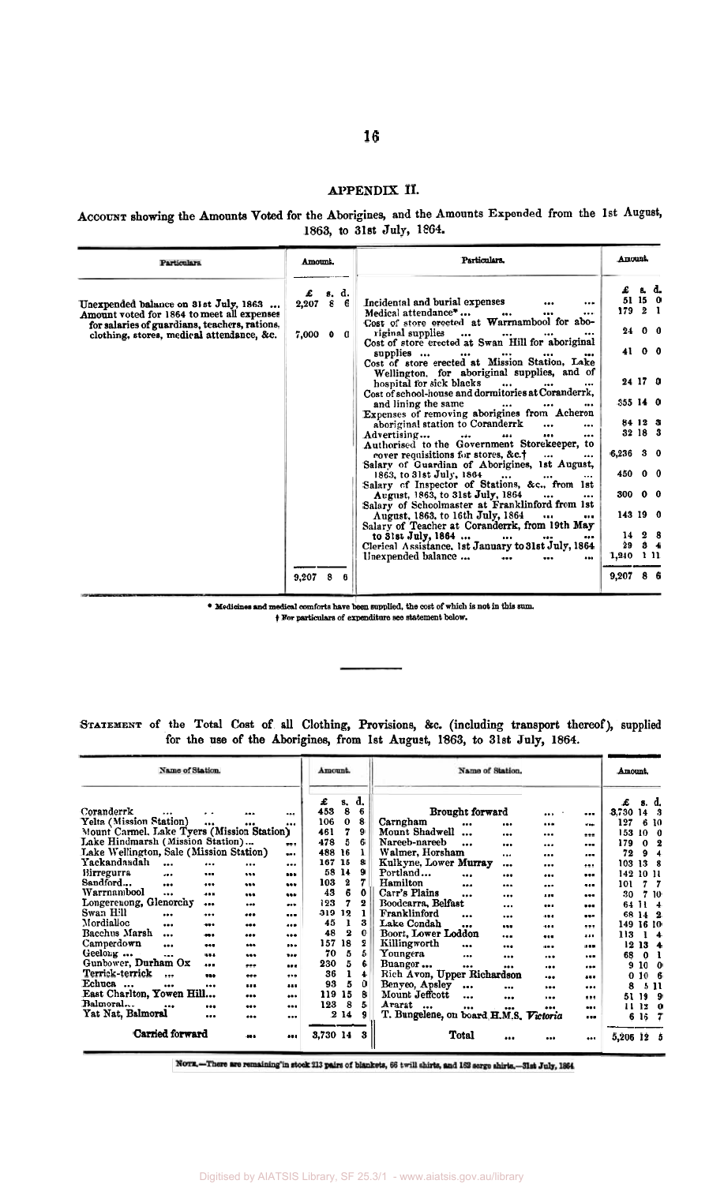## APPENDIX II.

ACCOUNT showing the Amounts Voted for the Aborigines, and the Amounts Expended from the 1st August, 1863, to 31st July, 1864.

| Particulars. | Amount. | Particulars. | Amount. |
|---|---|---|---|
| | £ s. d. | | £ s. d. |
| Unexpended balance on 31st July, 1863 ... | 2,207 8 6 | Incidental and burial expenses ... ... | 51 15 0 |
| Amount voted for 1864 to meet all expenses for salaries of guardians, teachers, rations, clothing, stores, medical attendance, &c. | 7,000 0 0 | Medical attendance* ... ... ... ... | 179 2 1 |
| | | Cost of store erected at Warrnambool for aboriginal supplies ... ... ... | 24 0 0 |
| | | Cost of store erected at Swan Hill for aboriginal supplies ... ... ... ... | 41 0 0 |
| | | Cost of store erected at Mission Station, Lake Wellington, for aboriginal supplies, and of hospital for sick blacks ... ... ... | 24 17 0 |
| | | Cost of school-house and dormitories at Coranderrk, and lining the same ... ... ... | 355 14 0 |
| | | Expenses of removing aborigines from Acheron aboriginal station to Coranderrk ... ... | 84 12 3 |
| | | Advertising... ... ... ... ... | 32 18 3 |
| | | Authorised to the Government Storekeeper, to cover requisitions for stores, &c.† ... ... | 6,236 3 0 |
| | | Salary of Guardian of Aborigines, 1st August, 1863, to 31st July, 1864 ... ... ... | 450 0 0 |
| | | Salary of Inspector of Stations, &c., from 1st August, 1863, to 31st July, 1864 ... ... | 300 0 0 |
| | | Salary of Schoolmaster at Franklinford from 1st August, 1863, to 16th July, 1864 ... ... | 143 19 0 |
| | | Salary of Teacher at Coranderrk, from 19th May to 31st July, 1864 ... ... ... ... | 14 2 8 |
| | | Clerical Assistance, 1st January to 31st July, 1864 | 29 3 4 |
| | | Unexpended balance ... ... ... ... | 1,240 1 11 |
| | 9,207 8 6 | | 9,207 8 6 |

\* Medicines and medical comforts have been supplied, the cost of which is not in this sum.
† For particulars of expenditure see statement below.

STATEMENT of the Total Cost of all Clothing, Provisions, &c. (including transport thereof), supplied for the use of the Aborigines, from 1st August, 1863, to 31st July, 1864.

| Name of Station. | Amount. | Name of Station. | Amount. |
|---|---|---|---|
| | £ s. d. | | £ s. d. |
| Coranderrk ... ... ... ... | 453 8 6 | Brought forward ... ... | 3,730 14 3 |
| Yelta (Mission Station) ... ... ... | 106 0 8 | Carngham ... ... ... ... | 127 6 10 |
| Mount Carmel, Lake Tyers (Mission Station) | 461 7 9 | Mount Shadwell ... ... ... ... | 153 10 0 |
| Lake Hindmarsh (Mission Station)... ... | 478 5 6 | Nareeb-nareeb ... ... ... ... | 179 0 2 |
| Lake Wellington, Sale (Mission Station) ... | 488 16 1 | Walmer, Horsham ... ... ... | 72 9 4 |
| Yackandandah ... ... ... ... | 167 15 8 | Kulkyne, Lower Murray ... ... ... | 103 13 8 |
| Birregurra ... ... ... ... | 58 14 9 | Portland... ... ... ... ... | 142 10 11 |
| Sandford... ... ... ... ... | 103 2 7 | Hamilton ... ... ... ... | 101 7 7 |
| Warrnambool ... ... ... ... | 43 6 0 | Carr's Plains ... ... ... ... | 30 7 10 |
| Longerenong, Glenorchy ... ... ... | 123 7 2 | Boodcarra, Belfast ... ... ... | 64 11 4 |
| Swan Hill ... ... ... ... | 319 12 1 | Franklinford ... ... ... ... | 68 14 2 |
| Mordialloc ... ... ... ... | 45 1 3 | Lake Condah ... ... ... ... | 149 16 10 |
| Bacchus Marsh ... ... ... ... | 48 2 0 | Boort, Lower Loddon ... ... ... | 113 1 4 |
| Camperdown ... ... ... ... | 157 18 2 | Killingworth ... ... ... ... | 12 13 4 |
| Geelong ... ... ... ... ... | 70 5 5 | Youngera ... ... ... ... | 68 0 1 |
| Gunbower, Durham Ox ... ... ... | 230 5 6 | Buangor ... ... ... ... ... | 9 10 0 |
| Terrick-terrick ... ... ... ... | 36 1 4 | Rich Avon, Upper Richardson ... ... | 0 10 6 |
| Echuca ... ... ... ... ... | 93 5 0 | Benyeo, Apsley ... ... ... ... | 8 5 11 |
| East Charlton, Yowen Hill... ... ... | 119 15 8 | Mount Jeffcott ... ... ... ... | 51 19 9 |
| Balmoral... ... ... ... ... | 123 8 5 | Ararat ... ... ... ... ... | 11 12 0 |
| Yat Nat, Balmoral ... ... ... | 2 14 9 | T. Bungelene, on board H.M.S. *Victoria* ... | 6 15 7 |
| Carried forward ... ... | 3,730 14 3 | Total ... ... ... | 5,206 12 5 |

NOTE.—There are remaining in stock 213 pairs of blankets, 66 twill shirts, and 182 serge shirts.—31st July, 1864.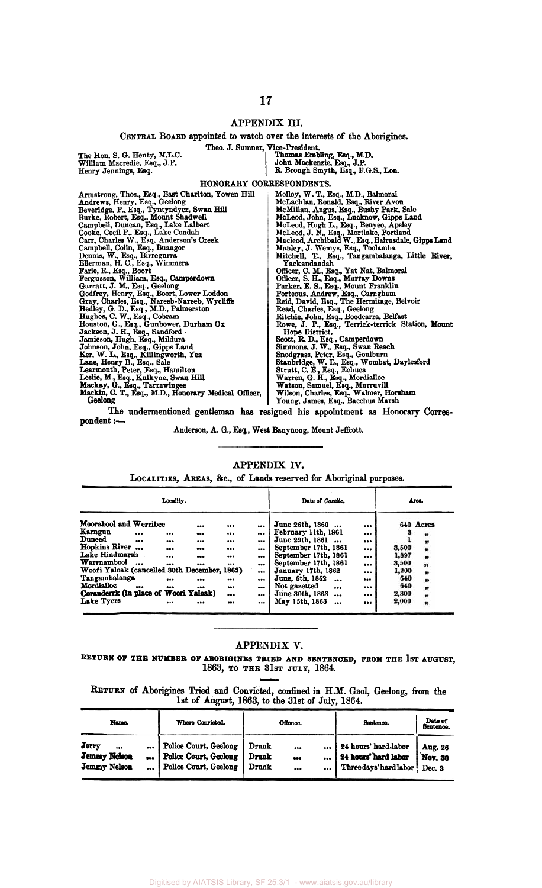## APPENDIX III.

CENTRAL BOARD appointed to watch over the interests of the Aborigines.

Theo. J. Sumner, Vice-President.

The Hon. S. G. Henty, M.L.C.
William Macredie, Esq., J.P.
Henry Jennings, Esq.
Thomas Embling, Esq., M.D.
John Mackenzie, Esq., J.P.
R. Brough Smyth, Esq., F.G.S., Lon.

### HONORARY CORRESPONDENTS.

Armstrong, Thos., Esq., East Charlton, Yowen Hill
Andrews, Henry, Esq., Geelong
Beveridge, P., Esq., Tyntyndyer, Swan Hill
Burke, Robert, Esq., Mount Shadwell
Campbell, Duncan, Esq., Lake Lalbert
Cooke, Cecil P., Esq., Lake Condah
Carr, Charles W., Esq. Anderson's Creek
Campbell, Colin, Esq., Buangor
Dennis, W., Esq., Birregurra
Ellerman, H. C., Esq., Wimmera
Farie, R., Esq., Boort
Fergusson, William, Esq., Camperdown
Garratt, J. M., Esq., Geelong
Godfrey, Henry, Esq., Boort, Lower Loddon
Gray, Charles, Esq., Nareeb-Nareeb, Wycliffe
Hedley, G. D., Esq., M.D., Palmerston
Hughes, C. W., Esq., Cobram
Houston, G., Esq., Gunbower, Durham Ox
Jackson, J. H., Esq., Sandford
Jamieson, Hugh, Esq., Mildura
Johnson, John, Esq., Gipps Land
Ker, W. L., Esq., Killingworth, Yea
Lane, Henry B., Esq., Sale
Learmonth, Peter, Esq., Hamilton
Leslie, M., Esq., Kulkyne, Swan Hill
Mackay, G., Esq., Tarrawingee
Mackin, C. T., Esq., M.D., Honorary Medical Officer, Geelong
Molloy, W. T., Esq., M.D., Balmoral
McLachlan, Ronald, Esq., River Avon
McMillan, Angus, Esq., Bushy Park, Sale
McLeod, John, Esq., Lucknow, Gipps Land
McLeod, Hugh L., Esq., Benyeo, Apsley
McLeod, J. N., Esq., Mortlake, Portland
Macleod, Archibald W., Esq., Bairnsdale, Gipps Land
Manley, J. Wemys, Esq., Toolamba
Mitchell, T., Esq., Tangambalanga, Little River, Yackandandah
Officer, C. M., Esq., Yat Nat, Balmoral
Officer, S. H., Esq., Murray Downs
Parker, E. S., Esq., Mount Franklin
Porteous, Andrew, Esq., Carngham
Reid, David, Esq., The Hermitage, Belvoir
Read, Charles, Esq., Geelong
Ritchie, John, Esq., Boodcarra, Belfast
Rowe, J. P., Esq., Terrick-terrick Station, Mount Hope District.
Scott, R. D., Esq., Camperdown
Simmons, J. W., Esq., Swan Reach
Snodgrass, Peter, Esq., Goulburn
Stanbridge, W. E., Esq., Wombat, Daylesford
Strutt, C. E., Esq., Echuca
Warren, G. H., Esq., Mordialloc
Watson, Samuel, Esq., Murruvill
Wilson, Charles, Esq., Walmer, Horsham
Young, James, Esq., Bacchus Marsh

The undermentioned gentleman has resigned his appointment as Honorary Correspondent:—

Anderson, A. G., Esq., West Banynong, Mount Jeffcott.

## APPENDIX IV.

LOCALITIES, AREAS, &c., of Lands reserved for Aboriginal purposes.

| Locality. | Date of *Gazette*. | Area. |
|---|---|---|
| Moorabool and Werribee | June 26th, 1860 | 640 Acres |
| Karngun | February 11th, 1861 | 3 " |
| Duneed | June 29th, 1861 | 1 " |
| Hopkins River | September 17th, 1861 | 3,500 " |
| Lake Hindmarsh | September 17th, 1861 | 1,897 " |
| Warrnambool | September 17th, 1861 | 3,500 " |
| Woori Yaloak (cancelled 30th December, 1862) | January 17th, 1862 | 1,200 " |
| Tangambalanga | June, 6th, 1862 | 640 " |
| Mordialloc | Not gazetted | 640 " |
| Coranderrk (in place of Woori Yaloak) | June 30th, 1863 | 2,300 " |
| Lake Tyers | May 15th, 1863 | 2,000 " |

## APPENDIX V.

RETURN OF THE NUMBER OF ABORIGINES TRIED AND SENTENCED, FROM THE 1ST AUGUST, 1863, TO THE 31ST JULY, 1864.

RETURN of Aborigines Tried and Convicted, confined in H.M. Gaol, Geelong, from the 1st of August, 1863, to the 31st of July, 1864.

| Name. | Where Convicted. | Offence. | Sentence. | Date of Sentence. |
|---|---|---|---|---|
| Jerry | Police Court, Geelong | Drunk | 24 hours' hard labor | Aug. 26 |
| Jemmy Nelson | Police Court, Geelong | Drunk | 24 hours' hard labor | Nov. 30 |
| Jemmy Nelson | Police Court, Geelong | Drunk | Three days' hard labor | Dec. 3 |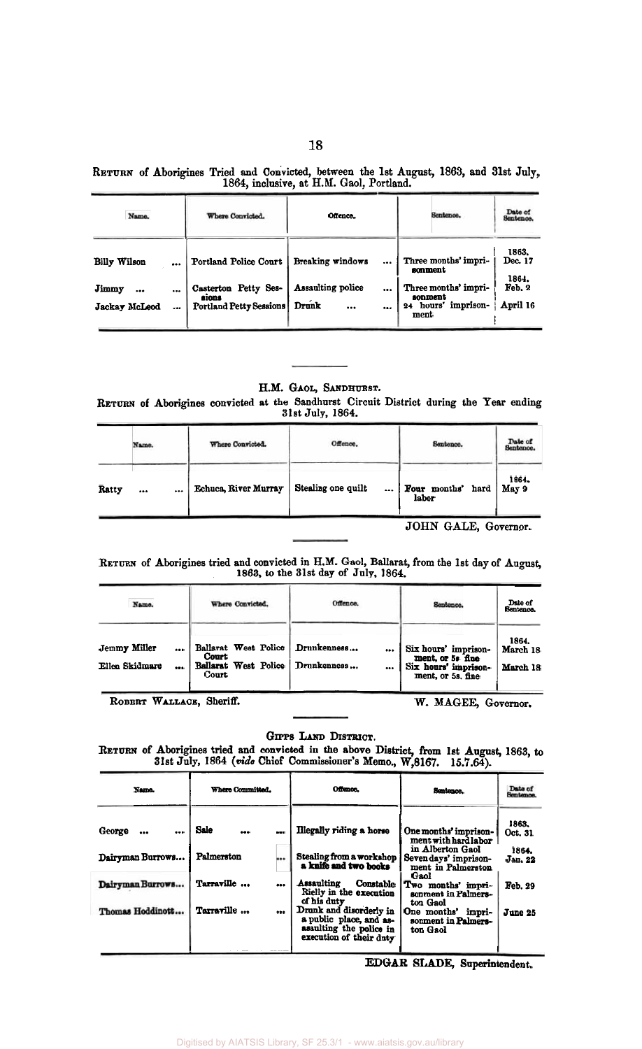RETURN of Aborigines Tried and Convicted, between the 1st August, 1863, and 31st July, 1864, inclusive, at H.M. Gaol, Portland.

| Name. | Where Convicted. | Offence. | Sentence. | Date of Sentence. |
|---|---|---|---|---|
| | | | | 1863. |
| Billy Wilson ... | Portland Police Court | Breaking windows ... | Three months' imprisonment | Dec. 17 |
| | | | | 1864. |
| Jimmy ... ... | Casterton Petty Sessions | Assaulting police ... | Three months' imprisonment | Feb. 2 |
| Jackay McLeod ... | Portland Petty Sessions | Drunk ... ... | 24 hours' imprisonment | April 16 |

## H.M. GAOL, SANDHURST.

RETURN of Aborigines convicted at the Sandhurst Circuit District during the Year ending 31st July, 1864.

| Name. | Where Convicted. | Offence. | Sentence. | Date of Sentence. |
|---|---|---|---|---|
| | | | | 1864. |
| Ratty ... ... | Echuca, River Murray | Stealing one quilt ... | Four months' hard labor | May 9 |

JOHN GALE, Governor.

RETURN of Aborigines tried and convicted in H.M. Gaol, Ballarat, from the 1st day of August, 1863, to the 31st day of July, 1864.

| Name. | Where Convicted. | Offence. | Sentence. | Date of Sentence. |
|---|---|---|---|---|
| | | | | 1864. |
| Jemmy Miller ... | Ballarat West Police Court | Drunkenness ... ... | Six hours' imprisonment, or 5s fine | March 18 |
| Ellen Skidmare ... | Ballarat West Police Court | Drunkenness ... ... | Six hours' imprisonment, or 5s. fine | March 18 |

ROBERT WALLACE, Sheriff. W. MAGEE, Governor.

## GIPPS LAND DISTRICT.

RETURN of Aborigines tried and convicted in the above District, from 1st August, 1863, to 31st July, 1864 (*vide* Chief Commissioner's Memo., W,8167. 15.7.64).

| Name. | Where Committed. | Offence. | Sentence. | Date of Sentence. |
|---|---|---|---|---|
| | | | | 1863. |
| George ... ... | Sale ... ... | Illegally riding a horse | One months' imprisonment with hard labor in Alberton Gaol | Oct. 31 |
| | | | | 1864. |
| Dairyman Burrows... | Palmerston ... | Stealing from a workshop a knife and two books | Seven days' imprisonment in Palmerston Gaol | Jan. 22 |
| Dairyman Burrows... | Tarraville ... ... | Assaulting Constable Rielly in the execution of his duty | Two months' imprisonment in Palmerston Gaol | Feb. 29 |
| Thomas Hoddinott... | Tarraville ... ... | Drunk and disorderly in a public place, and assaulting the police in execution of their duty | One months' imprisonment in Palmerston Gaol | June 25 |

EDGAR SLADE, Superintendent.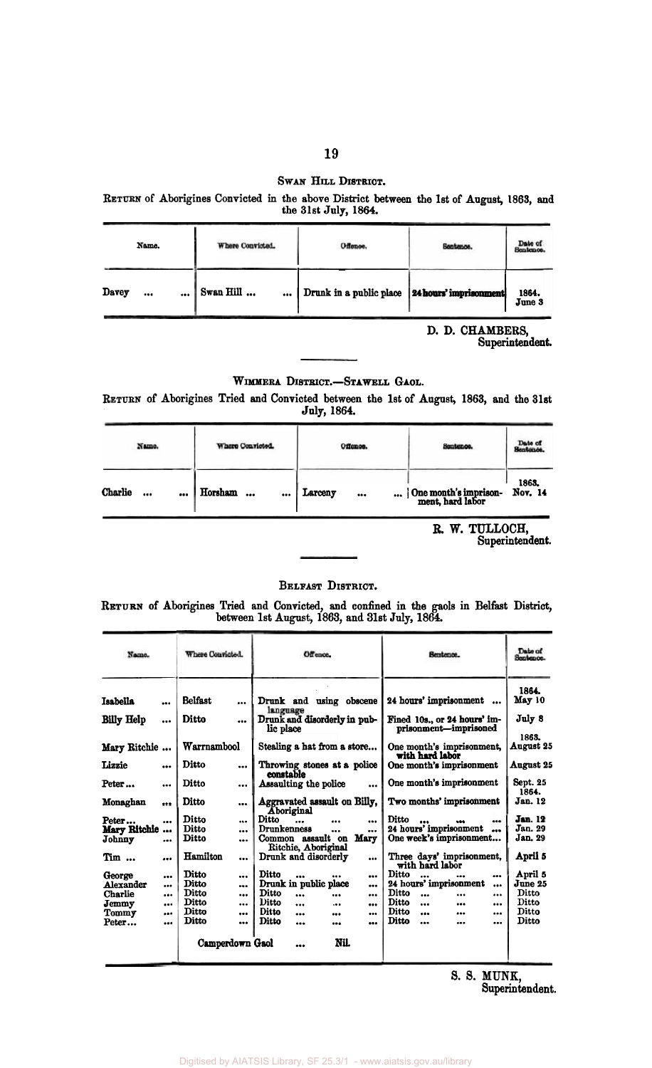## Swan Hill District.

Return of Aborigines Convicted in the above District between the 1st of August, 1863, and the 31st July, 1864.

| Name. | Where Convicted. | Offence. | Sentence. | Date of Sentence. |
|---|---|---|---|---|
| Davey ... ... | Swan Hill ... ... | Drunk in a public place | 24 hours' imprisonment | 1864. June 3 |

D. D. CHAMBERS,
Superintendent.

## Wimmera District.—Stawell Gaol.

Return of Aborigines Tried and Convicted between the 1st of August, 1863, and the 31st July, 1864.

| Name. | Where Convicted. | Offence. | Sentence. | Date of Sentence. |
|---|---|---|---|---|
| Charlie ... ... | Horsham ... ... | Larceny ... ... | One month's imprisonment, hard labor | 1863. Nov. 14 |

R. W. TULLOCH,
Superintendent.

## Belfast District.

Return of Aborigines Tried and Convicted, and confined in the gaols in Belfast District, between 1st August, 1863, and 31st July, 1864.

| Name. | Where Convicted. | Offence. | Sentence. | Date of Sentence. |
|---|---|---|---|---|
| Isabella ... | Belfast ... | Drunk and using obscene language | 24 hours' imprisonment ... | 1864. May 10 |
| Billy Help ... | Ditto ... | Drunk and disorderly in public place | Fined 10s., or 24 hours' imprisonment—imprisoned | July 8 |
| Mary Ritchie ... | Warrnambool | Stealing a hat from a store... | One month's imprisonment, with hard labor | 1863. August 25 |
| Lizzie ... | Ditto ... | Throwing stones at a police constable | One month's imprisonment | August 25 |
| Peter... ... | Ditto ... | Assaulting the police ... | One month's imprisonment | Sept. 25 |
| Monaghan ... | Ditto ... | Aggravated assault on Billy, Aboriginal | Two months' imprisonment | 1864. Jan. 12 |
| Peter... ... | Ditto ... | Ditto ... ... ... | Ditto ... ... ... | Jan. 12 |
| Mary Ritchie ... | Ditto ... | Drunkenness ... ... | 24 hours' imprisonment ... | Jan. 29 |
| Johnny ... | Ditto ... | Common assault on Mary Ritchie, Aboriginal | One week's imprisonment... | Jan. 29 |
| Tim ... ... | Hamilton ... | Drunk and disorderly ... | Three days' imprisonment, with hard labor | April 5 |
| George ... | Ditto ... | Ditto ... ... ... | Ditto ... ... ... | April 5 |
| Alexander ... | Ditto ... | Drunk in public place ... | 24 hours' imprisonment ... | June 25 |
| Charlie ... | Ditto ... | Ditto ... ... ... | Ditto ... ... ... | Ditto |
| Jemmy ... | Ditto ... | Ditto ... ... ... | Ditto ... ... ... | Ditto |
| Tommy ... | Ditto ... | Ditto ... ... ... | Ditto ... ... ... | Ditto |
| Peter... ... | Ditto ... | Ditto ... ... ... | Ditto ... ... ... | Ditto |
| | Camperdown Gaol | ... Nil. | | |

S. S. MUNK,
Superintendent.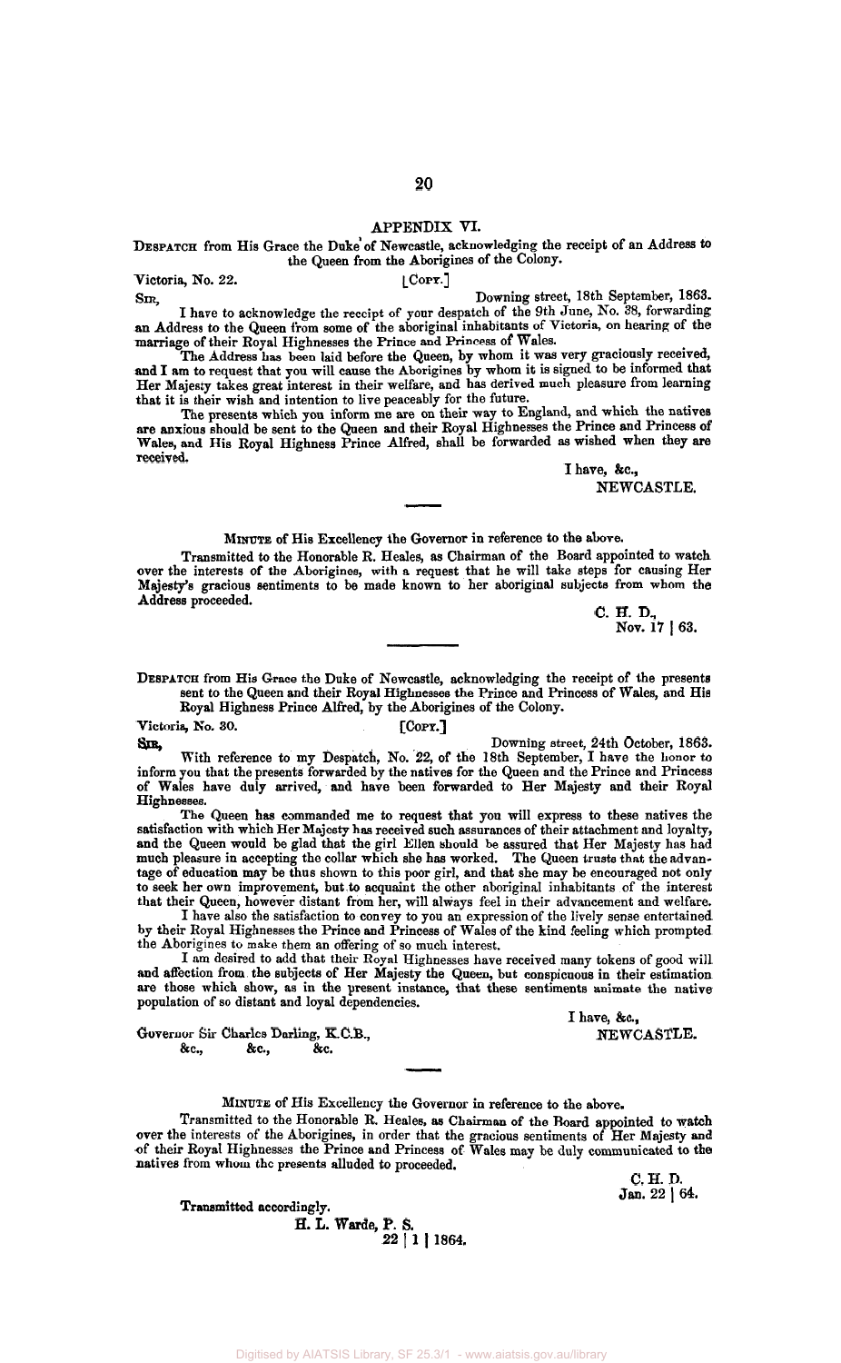## APPENDIX VI.

DESPATCH from His Grace the Duke of Newcastle, acknowledging the receipt of an Address to the Queen from the Aborigines of the Colony.

Victoria, No. 22. [COPY.]

SIR, Downing street, 18th September, 1863.

I have to acknowledge the receipt of your despatch of the 9th June, No. 38, forwarding an Address to the Queen from some of the aboriginal inhabitants of Victoria, on hearing of the marriage of their Royal Highnesses the Prince and Princess of Wales.

The Address has been laid before the Queen, by whom it was very graciously received, and I am to request that you will cause the Aborigines by whom it is signed to be informed that Her Majesty takes great interest in their welfare, and has derived much pleasure from learning that it is their wish and intention to live peaceably for the future.

The presents which you inform me are on their way to England, and which the natives are anxious should be sent to the Queen and their Royal Highnesses the Prince and Princess of Wales, and His Royal Highness Prince Alfred, shall be forwarded as wished when they are received.

I have, &c.,
NEWCASTLE.

---

MINUTE of His Excellency the Governor in reference to the above.

Transmitted to the Honorable R. Heales, as Chairman of the Board appointed to watch over the interests of the Aborigines, with a request that he will take steps for causing Her Majesty's gracious sentiments to be made known to her aboriginal subjects from whom the Address proceeded.

C. H. D.,
Nov. 17 | 63.

---

DESPATCH from His Grace the Duke of Newcastle, acknowledging the receipt of the presents sent to the Queen and their Royal Highnesses the Prince and Princess of Wales, and His Royal Highness Prince Alfred, by the Aborigines of the Colony.

Victoria, No. 30. [COPY.]

SIR, Downing street, 24th October, 1863.

With reference to my Despatch, No. 22, of the 18th September, I have the honor to inform you that the presents forwarded by the natives for the Queen and the Prince and Princess of Wales have duly arrived, and have been forwarded to Her Majesty and their Royal Highnesses.

The Queen has commanded me to request that you will express to these natives the satisfaction with which Her Majesty has received such assurances of their attachment and loyalty, and the Queen would be glad that the girl Ellen should be assured that Her Majesty has had much pleasure in accepting the collar which she has worked. The Queen trusts that the advantage of education may be thus shown to this poor girl, and that she may be encouraged not only to seek her own improvement, but to acquaint the other aboriginal inhabitants of the interest that their Queen, however distant from her, will always feel in their advancement and welfare.

I have also the satisfaction to convey to you an expression of the lively sense entertained by their Royal Highnesses the Prince and Princess of Wales of the kind feeling which prompted the Aborigines to make them an offering of so much interest.

I am desired to add that their Royal Highnesses have received many tokens of good will and affection from the subjects of Her Majesty the Queen, but conspicuous in their estimation are those which show, as in the present instance, that these sentiments animate the native population of so distant and loyal dependencies.

I have, &c.,
NEWCASTLE.

Governor Sir Charles Darling, K.C.B.,
&c., &c., &c.

---

MINUTE of His Excellency the Governor in reference to the above.

Transmitted to the Honorable R. Heales, as Chairman of the Board appointed to watch over the interests of the Aborigines, in order that the gracious sentiments of Her Majesty and of their Royal Highnesses the Prince and Princess of Wales may be duly communicated to the natives from whom the presents alluded to proceeded.

C. H. D.
Jan. 22 | 64.

Transmitted accordingly.

H. L. Warde, P. S.
22 | 1 | 1864.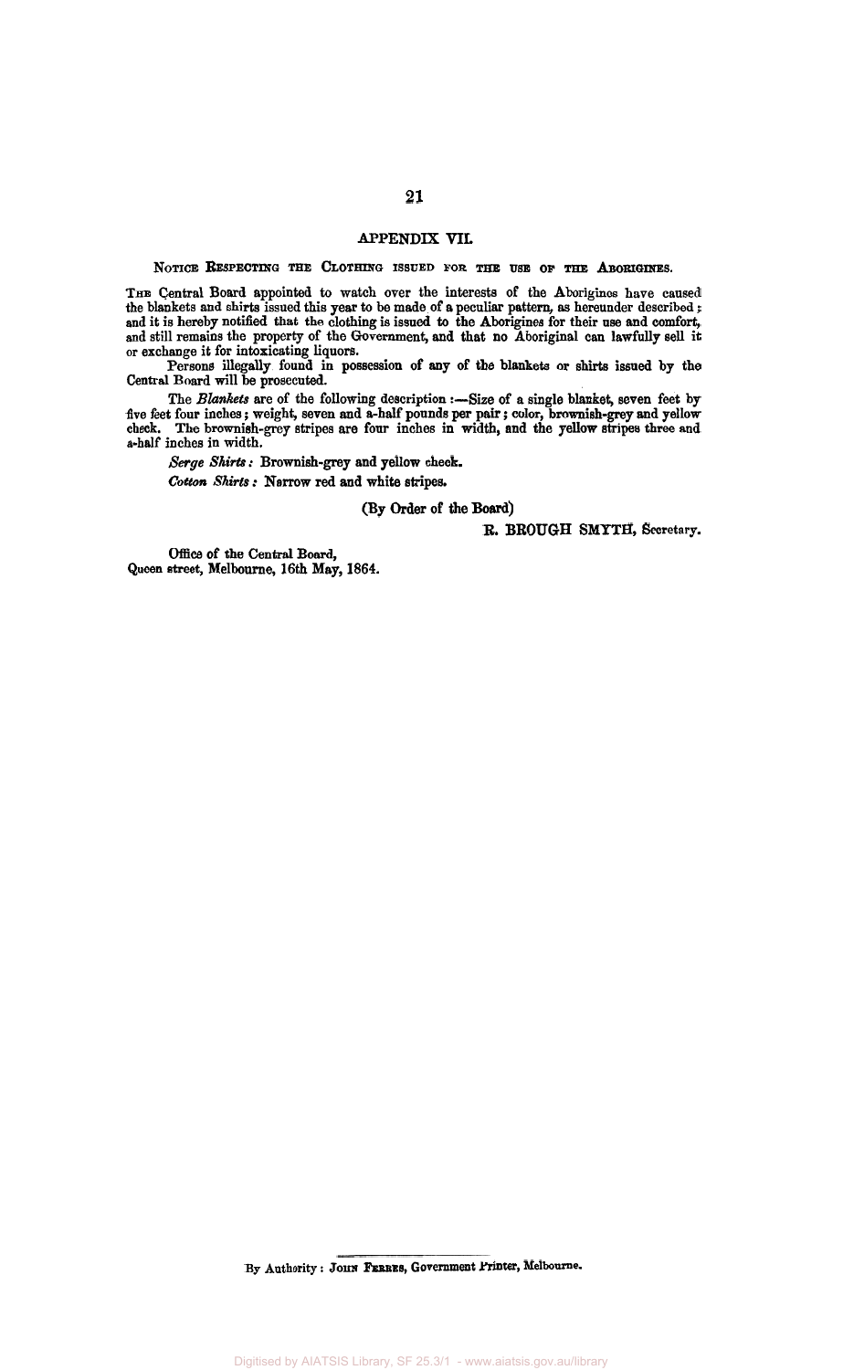## APPENDIX VII.

### NOTICE RESPECTING THE CLOTHING ISSUED FOR THE USE OF THE ABORIGINES.

THE Central Board appointed to watch over the interests of the Aborigines have caused the blankets and shirts issued this year to be made of a peculiar pattern, as hereunder described; and it is hereby notified that the clothing is issued to the Aborigines for their use and comfort, and still remains the property of the Government, and that no Aboriginal can lawfully sell it or exchange it for intoxicating liquors.

Persons illegally found in possession of any of the blankets or shirts issued by the Central Board will be prosecuted.

The *Blankets* are of the following description:—Size of a single blanket, seven feet by five feet four inches; weight, seven and a-half pounds per pair; color, brownish-grey and yellow check. The brownish-grey stripes are four inches in width, and the yellow stripes three and a-half inches in width.

*Serge Shirts:* Brownish-grey and yellow check.

*Cotton Shirts:* Narrow red and white stripes.

(By Order of the Board)

R. BROUGH SMYTH, Secretary.

Office of the Central Board,
Queen street, Melbourne, 16th May, 1864.

By Authority: JOHN FERRES, Government Printer, Melbourne.